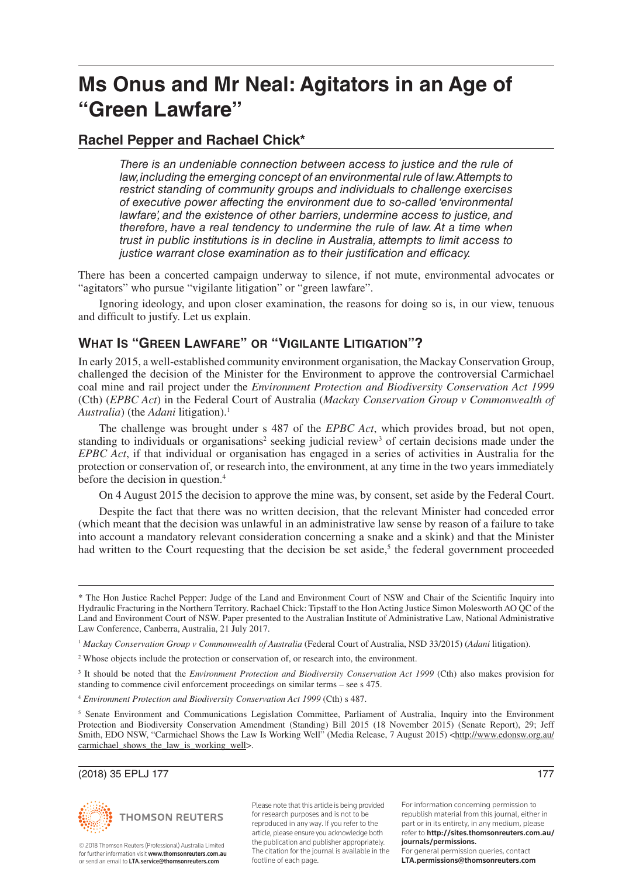# Ms Onus and Mr Neal: Agitators in an Age of "Green Lawfare"

## Rachel Pepper and Rachael Chick*

*There is an undeniable connection between access to justice and the rule of law, including the emerging concept of an environmental rule of law. Attempts to restrict standing of community groups and individuals to challenge exercises of executive power affecting the environment due to so-called 'environmental lawfare', and the existence of other barriers, undermine access to justice, and therefore, have a real tendency to undermine the rule of law. At a time when trust in public institutions is in decline in Australia, attempts to limit access to justice warrant close examination as to their justification and efficacy.*

There has been a concerted campaign underway to silence, if not mute, environmental advocates or "agitators" who pursue "vigilante litigation" or "green lawfare".

Ignoring ideology, and upon closer examination, the reasons for doing so is, in our view, tenuous and difficult to justify. Let us explain.

## What Is "Green Lawfare" or "Vigilante Litigation"?

In early 2015, a well-established community environment organisation, the Mackay Conservation Group, challenged the decision of the Minister for the Environment to approve the controversial Carmichael coal mine and rail project under the *Environment Protection and Biodiversity Conservation Act 1999* (Cth) (*EPBC Act*) in the Federal Court of Australia (*Mackay Conservation Group v Commonwealth of Australia*) (the *Adani* litigation).[1]

The challenge was brought under s 487 of the *EPBC Act*, which provides broad, but not open, standing to individuals or organisations[2] seeking judicial review[3] of certain decisions made under the *EPBC Act*, if that individual or organisation has engaged in a series of activities in Australia for the protection or conservation of, or research into, the environment, at any time in the two years immediately before the decision in question.[4]

On 4 August 2015 the decision to approve the mine was, by consent, set aside by the Federal Court.

Despite the fact that there was no written decision, that the relevant Minister had conceded error (which meant that the decision was unlawful in an administrative law sense by reason of a failure to take into account a mandatory relevant consideration concerning a snake and a skink) and that the Minister had written to the Court requesting that the decision be set aside,[5] the federal government proceeded

---

\* The Hon Justice Rachel Pepper: Judge of the Land and Environment Court of NSW and Chair of the Scientific Inquiry into Hydraulic Fracturing in the Northern Territory. Rachael Chick: Tipstaff to the Hon Acting Justice Simon Molesworth AO QC of the Land and Environment Court of NSW. Paper presented to the Australian Institute of Administrative Law, National Administrative Law Conference, Canberra, Australia, 21 July 2017.

[1] *Mackay Conservation Group v Commonwealth of Australia* (Federal Court of Australia, NSD 33/2015) (*Adani* litigation).

[2] Whose objects include the protection or conservation of, or research into, the environment.

[3] It should be noted that the *Environment Protection and Biodiversity Conservation Act 1999* (Cth) also makes provision for standing to commence civil enforcement proceedings on similar terms – see s 475.

[4] *Environment Protection and Biodiversity Conservation Act 1999* (Cth) s 487.

[5] Senate Environment and Communications Legislation Committee, Parliament of Australia, Inquiry into the Environment Protection and Biodiversity Conservation Amendment (Standing) Bill 2015 (18 November 2015) (Senate Report), 29; Jeff Smith, EDO NSW, "Carmichael Shows the Law Is Working Well" (Media Release, 7 August 2015) <http://www.edonsw.org.au/carmichael_shows_the_law_is_working_well>.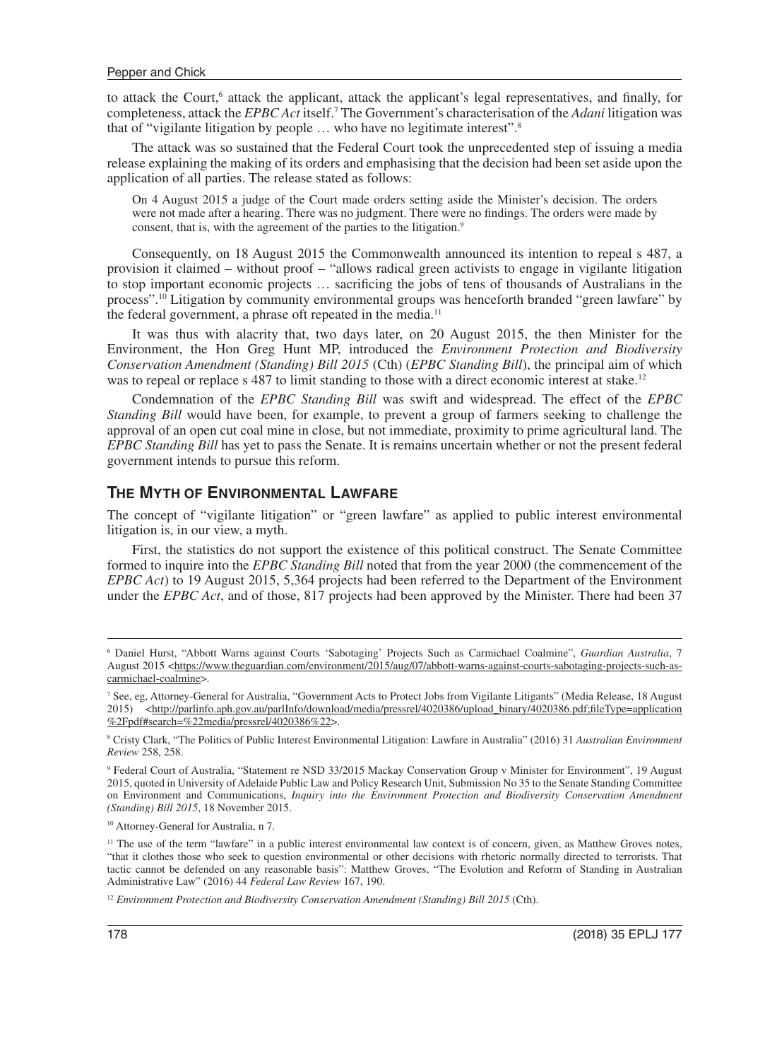to attack the Court,[6] attack the applicant, attack the applicant's legal representatives, and finally, for completeness, attack the *EPBC Act* itself.[7] The Government's characterisation of the *Adani* litigation was that of "vigilante litigation by people … who have no legitimate interest".[8]

The attack was so sustained that the Federal Court took the unprecedented step of issuing a media release explaining the making of its orders and emphasising that the decision had been set aside upon the application of all parties. The release stated as follows:

> On 4 August 2015 a judge of the Court made orders setting aside the Minister's decision. The orders were not made after a hearing. There was no judgment. There were no findings. The orders were made by consent, that is, with the agreement of the parties to the litigation.[9]

Consequently, on 18 August 2015 the Commonwealth announced its intention to repeal s 487, a provision it claimed – without proof – "allows radical green activists to engage in vigilante litigation to stop important economic projects … sacrificing the jobs of tens of thousands of Australians in the process".[10] Litigation by community environmental groups was henceforth branded "green lawfare" by the federal government, a phrase oft repeated in the media.[11]

It was thus with alacrity that, two days later, on 20 August 2015, the then Minister for the Environment, the Hon Greg Hunt MP, introduced the *Environment Protection and Biodiversity Conservation Amendment (Standing) Bill 2015* (Cth) (*EPBC Standing Bill*), the principal aim of which was to repeal or replace s 487 to limit standing to those with a direct economic interest at stake.[12]

Condemnation of the *EPBC Standing Bill* was swift and widespread. The effect of the *EPBC Standing Bill* would have been, for example, to prevent a group of farmers seeking to challenge the approval of an open cut coal mine in close, but not immediate, proximity to prime agricultural land. The *EPBC Standing Bill* has yet to pass the Senate. It is remains uncertain whether or not the present federal government intends to pursue this reform.

## The Myth of Environmental Lawfare

The concept of "vigilante litigation" or "green lawfare" as applied to public interest environmental litigation is, in our view, a myth.

First, the statistics do not support the existence of this political construct. The Senate Committee formed to inquire into the *EPBC Standing Bill* noted that from the year 2000 (the commencement of the *EPBC Act*) to 19 August 2015, 5,364 projects had been referred to the Department of the Environment under the *EPBC Act*, and of those, 817 projects had been approved by the Minister. There had been 37

---

[6] Daniel Hurst, "Abbott Warns against Courts 'Sabotaging' Projects Such as Carmichael Coalmine", *Guardian Australia*, 7 August 2015 <https://www.theguardian.com/environment/2015/aug/07/abbott-warns-against-courts-sabotaging-projects-such-as-carmichael-coalmine>.

[7] See, eg, Attorney-General for Australia, "Government Acts to Protect Jobs from Vigilante Litigants" (Media Release, 18 August 2015) <http://parlinfo.aph.gov.au/parlInfo/download/media/pressrel/4020386/upload_binary/4020386.pdf;fileType=application%2Fpdf#search=%22media/pressrel/4020386%22>.

[8] Cristy Clark, "The Politics of Public Interest Environmental Litigation: Lawfare in Australia" (2016) 31 *Australian Environment Review* 258, 258.

[9] Federal Court of Australia, "Statement re NSD 33/2015 Mackay Conservation Group v Minister for Environment", 19 August 2015, quoted in University of Adelaide Public Law and Policy Research Unit, Submission No 35 to the Senate Standing Committee on Environment and Communications, *Inquiry into the Environment Protection and Biodiversity Conservation Amendment (Standing) Bill 2015*, 18 November 2015.

[10] Attorney-General for Australia, n 7.

[11] The use of the term "lawfare" in a public interest environmental law context is of concern, given, as Matthew Groves notes, "that it clothes those who seek to question environmental or other decisions with rhetoric normally directed to terrorists. That tactic cannot be defended on any reasonable basis": Matthew Groves, "The Evolution and Reform of Standing in Australian Administrative Law" (2016) 44 *Federal Law Review* 167, 190.

[12] *Environment Protection and Biodiversity Conservation Amendment (Standing) Bill 2015* (Cth).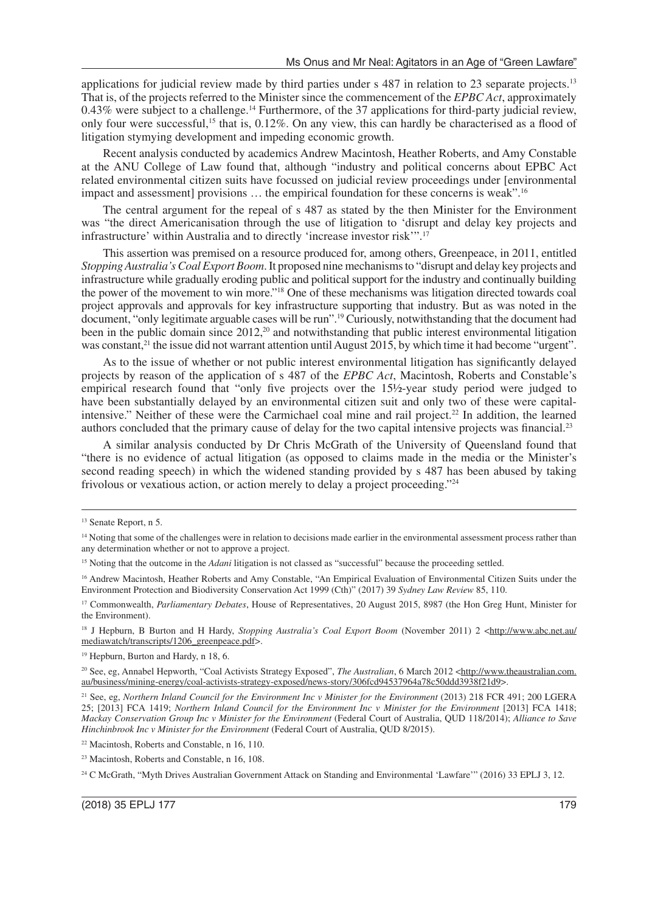applications for judicial review made by third parties under s 487 in relation to 23 separate projects.[13] That is, of the projects referred to the Minister since the commencement of the *EPBC Act*, approximately 0.43% were subject to a challenge.[14] Furthermore, of the 37 applications for third-party judicial review, only four were successful,[15] that is, 0.12%. On any view, this can hardly be characterised as a flood of litigation stymying development and impeding economic growth.

Recent analysis conducted by academics Andrew Macintosh, Heather Roberts, and Amy Constable at the ANU College of Law found that, although "industry and political concerns about EPBC Act related environmental citizen suits have focussed on judicial review proceedings under [environmental impact and assessment] provisions … the empirical foundation for these concerns is weak".[16]

The central argument for the repeal of s 487 as stated by the then Minister for the Environment was "the direct Americanisation through the use of litigation to 'disrupt and delay key projects and infrastructure' within Australia and to directly 'increase investor risk'".[17]

This assertion was premised on a resource produced for, among others, Greenpeace, in 2011, entitled *Stopping Australia's Coal Export Boom*. It proposed nine mechanisms to "disrupt and delay key projects and infrastructure while gradually eroding public and political support for the industry and continually building the power of the movement to win more."[18] One of these mechanisms was litigation directed towards coal project approvals and approvals for key infrastructure supporting that industry. But as was noted in the document, "only legitimate arguable cases will be run".[19] Curiously, notwithstanding that the document had been in the public domain since 2012,[20] and notwithstanding that public interest environmental litigation was constant,[21] the issue did not warrant attention until August 2015, by which time it had become "urgent".

As to the issue of whether or not public interest environmental litigation has significantly delayed projects by reason of the application of s 487 of the *EPBC Act*, Macintosh, Roberts and Constable's empirical research found that "only five projects over the 15½-year study period were judged to have been substantially delayed by an environmental citizen suit and only two of these were capital-intensive." Neither of these were the Carmichael coal mine and rail project.[22] In addition, the learned authors concluded that the primary cause of delay for the two capital intensive projects was financial.[23]

A similar analysis conducted by Dr Chris McGrath of the University of Queensland found that "there is no evidence of actual litigation (as opposed to claims made in the media or the Minister's second reading speech) in which the widened standing provided by s 487 has been abused by taking frivolous or vexatious action, or action merely to delay a project proceeding."[24]

---

[13] Senate Report, n 5.

[14] Noting that some of the challenges were in relation to decisions made earlier in the environmental assessment process rather than any determination whether or not to approve a project.

[15] Noting that the outcome in the *Adani* litigation is not classed as "successful" because the proceeding settled.

[16] Andrew Macintosh, Heather Roberts and Amy Constable, "An Empirical Evaluation of Environmental Citizen Suits under the Environment Protection and Biodiversity Conservation Act 1999 (Cth)" (2017) 39 *Sydney Law Review* 85, 110.

[17] Commonwealth, *Parliamentary Debates*, House of Representatives, 20 August 2015, 8987 (the Hon Greg Hunt, Minister for the Environment).

[18] J Hepburn, B Burton and H Hardy, *Stopping Australia's Coal Export Boom* (November 2011) 2 <http://www.abc.net.au/mediawatch/transcripts/1206_greenpeace.pdf>.

[19] Hepburn, Burton and Hardy, n 18, 6.

[20] See, eg, Annabel Hepworth, "Coal Activists Strategy Exposed", *The Australian*, 6 March 2012 <http://www.theaustralian.com.au/business/mining-energy/coal-activists-strategy-exposed/news-story/306fcd94537964a78c50ddd3938f21d9>.

[21] See, eg, *Northern Inland Council for the Environment Inc v Minister for the Environment* (2013) 218 FCR 491; 200 LGERA 25; [2013] FCA 1419; *Northern Inland Council for the Environment Inc v Minister for the Environment* [2013] FCA 1418; *Mackay Conservation Group Inc v Minister for the Environment* (Federal Court of Australia, QUD 118/2014); *Alliance to Save Hinchinbrook Inc v Minister for the Environment* (Federal Court of Australia, QUD 8/2015).

[22] Macintosh, Roberts and Constable, n 16, 110.

[23] Macintosh, Roberts and Constable, n 16, 108.

[24] C McGrath, "Myth Drives Australian Government Attack on Standing and Environmental 'Lawfare'" (2016) 33 EPLJ 3, 12.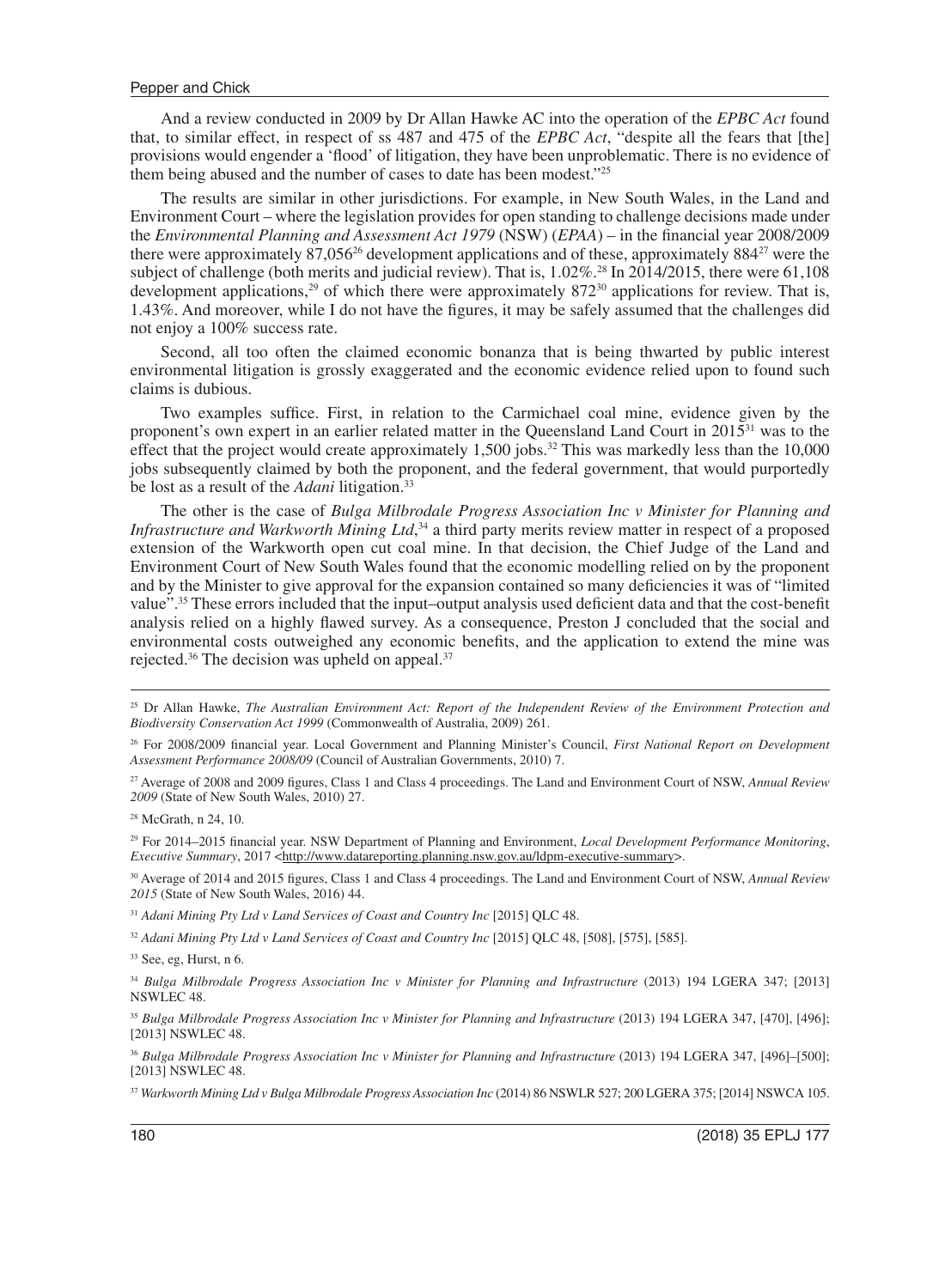And a review conducted in 2009 by Dr Allan Hawke AC into the operation of the *EPBC Act* found that, to similar effect, in respect of ss 487 and 475 of the *EPBC Act*, "despite all the fears that [the] provisions would engender a 'flood' of litigation, they have been unproblematic. There is no evidence of them being abused and the number of cases to date has been modest."[25]

The results are similar in other jurisdictions. For example, in New South Wales, in the Land and Environment Court – where the legislation provides for open standing to challenge decisions made under the *Environmental Planning and Assessment Act 1979* (NSW) (*EPAA*) – in the financial year 2008/2009 there were approximately 87,056[26] development applications and of these, approximately 884[27] were the subject of challenge (both merits and judicial review). That is, 1.02%.[28] In 2014/2015, there were 61,108 development applications,[29] of which there were approximately 872[30] applications for review. That is, 1.43%. And moreover, while I do not have the figures, it may be safely assumed that the challenges did not enjoy a 100% success rate.

Second, all too often the claimed economic bonanza that is being thwarted by public interest environmental litigation is grossly exaggerated and the economic evidence relied upon to found such claims is dubious.

Two examples suffice. First, in relation to the Carmichael coal mine, evidence given by the proponent's own expert in an earlier related matter in the Queensland Land Court in 2015[31] was to the effect that the project would create approximately 1,500 jobs.[32] This was markedly less than the 10,000 jobs subsequently claimed by both the proponent, and the federal government, that would purportedly be lost as a result of the *Adani* litigation.[33]

The other is the case of *Bulga Milbrodale Progress Association Inc v Minister for Planning and Infrastructure and Warkworth Mining Ltd*,[34] a third party merits review matter in respect of a proposed extension of the Warkworth open cut coal mine. In that decision, the Chief Judge of the Land and Environment Court of New South Wales found that the economic modelling relied on by the proponent and by the Minister to give approval for the expansion contained so many deficiencies it was of "limited value".[35] These errors included that the input–output analysis used deficient data and that the cost-benefit analysis relied on a highly flawed survey. As a consequence, Preston J concluded that the social and environmental costs outweighed any economic benefits, and the application to extend the mine was rejected.[36] The decision was upheld on appeal.[37]

---

[25] Dr Allan Hawke, *The Australian Environment Act: Report of the Independent Review of the Environment Protection and Biodiversity Conservation Act 1999* (Commonwealth of Australia, 2009) 261.

[26] For 2008/2009 financial year. Local Government and Planning Minister's Council, *First National Report on Development Assessment Performance 2008/09* (Council of Australian Governments, 2010) 7.

[27] Average of 2008 and 2009 figures, Class 1 and Class 4 proceedings. The Land and Environment Court of NSW, *Annual Review 2009* (State of New South Wales, 2010) 27.

[28] McGrath, n 24, 10.

[29] For 2014–2015 financial year. NSW Department of Planning and Environment, *Local Development Performance Monitoring*, *Executive Summary*, 2017 <http://www.datareporting.planning.nsw.gov.au/ldpm-executive-summary>.

[30] Average of 2014 and 2015 figures, Class 1 and Class 4 proceedings. The Land and Environment Court of NSW, *Annual Review 2015* (State of New South Wales, 2016) 44.

[31] *Adani Mining Pty Ltd v Land Services of Coast and Country Inc* [2015] QLC 48.

[32] *Adani Mining Pty Ltd v Land Services of Coast and Country Inc* [2015] QLC 48, [508], [575], [585].

[33] See, eg, Hurst, n 6.

[34] *Bulga Milbrodale Progress Association Inc v Minister for Planning and Infrastructure* (2013) 194 LGERA 347; [2013] NSWLEC 48.

[35] *Bulga Milbrodale Progress Association Inc v Minister for Planning and Infrastructure* (2013) 194 LGERA 347, [470], [496]; [2013] NSWLEC 48.

[36] *Bulga Milbrodale Progress Association Inc v Minister for Planning and Infrastructure* (2013) 194 LGERA 347, [496]–[500]; [2013] NSWLEC 48.

[37] *Warkworth Mining Ltd v Bulga Milbrodale Progress Association Inc* (2014) 86 NSWLR 527; 200 LGERA 375; [2014] NSWCA 105.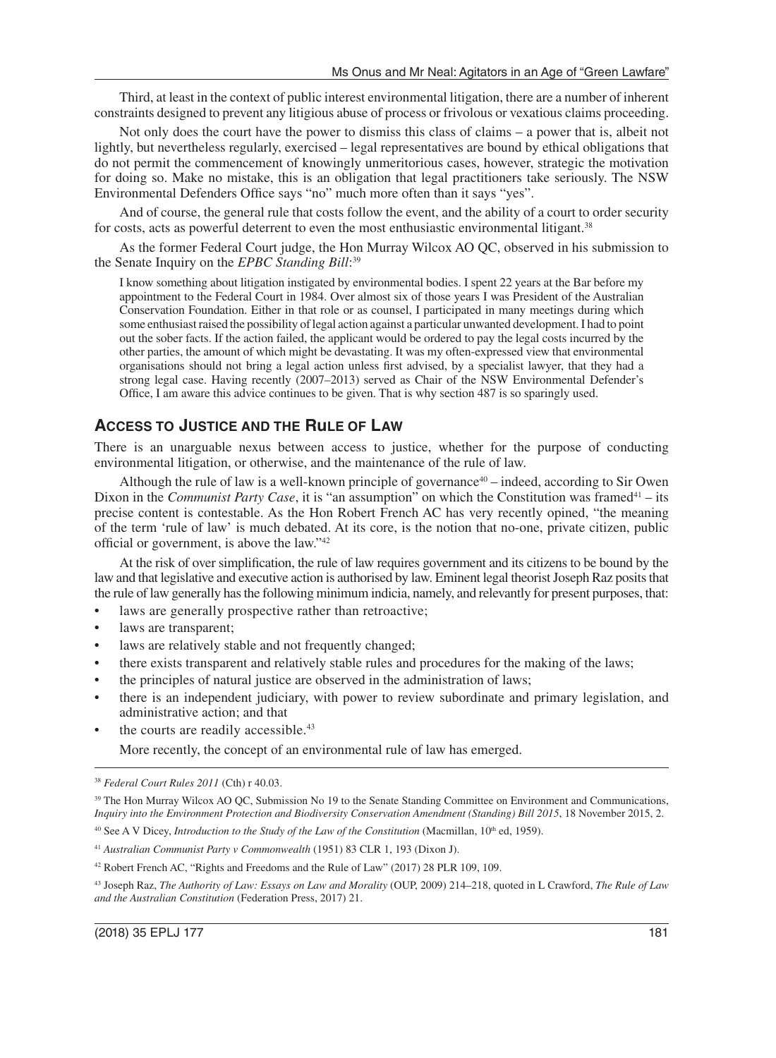Third, at least in the context of public interest environmental litigation, there are a number of inherent constraints designed to prevent any litigious abuse of process or frivolous or vexatious claims proceeding.

Not only does the court have the power to dismiss this class of claims – a power that is, albeit not lightly, but nevertheless regularly, exercised – legal representatives are bound by ethical obligations that do not permit the commencement of knowingly unmeritorious cases, however, strategic the motivation for doing so. Make no mistake, this is an obligation that legal practitioners take seriously. The NSW Environmental Defenders Office says "no" much more often than it says "yes".

And of course, the general rule that costs follow the event, and the ability of a court to order security for costs, acts as powerful deterrent to even the most enthusiastic environmental litigant.[38]

As the former Federal Court judge, the Hon Murray Wilcox AO QC, observed in his submission to the Senate Inquiry on the *EPBC Standing Bill*:[39]

> I know something about litigation instigated by environmental bodies. I spent 22 years at the Bar before my appointment to the Federal Court in 1984. Over almost six of those years I was President of the Australian Conservation Foundation. Either in that role or as counsel, I participated in many meetings during which some enthusiast raised the possibility of legal action against a particular unwanted development. I had to point out the sober facts. If the action failed, the applicant would be ordered to pay the legal costs incurred by the other parties, the amount of which might be devastating. It was my often-expressed view that environmental organisations should not bring a legal action unless first advised, by a specialist lawyer, that they had a strong legal case. Having recently (2007–2013) served as Chair of the NSW Environmental Defender's Office, I am aware this advice continues to be given. That is why section 487 is so sparingly used.

## Access to Justice and the Rule of Law

There is an unarguable nexus between access to justice, whether for the purpose of conducting environmental litigation, or otherwise, and the maintenance of the rule of law.

Although the rule of law is a well-known principle of governance[40] – indeed, according to Sir Owen Dixon in the *Communist Party Case*, it is "an assumption" on which the Constitution was framed[41] – its precise content is contestable. As the Hon Robert French AC has very recently opined, "the meaning of the term 'rule of law' is much debated. At its core, is the notion that no-one, private citizen, public official or government, is above the law."[42]

At the risk of over simplification, the rule of law requires government and its citizens to be bound by the law and that legislative and executive action is authorised by law. Eminent legal theorist Joseph Raz posits that the rule of law generally has the following minimum indicia, namely, and relevantly for present purposes, that:

- laws are generally prospective rather than retroactive;
- laws are transparent;
- laws are relatively stable and not frequently changed;
- there exists transparent and relatively stable rules and procedures for the making of the laws;
- the principles of natural justice are observed in the administration of laws;
- there is an independent judiciary, with power to review subordinate and primary legislation, and administrative action; and that
- the courts are readily accessible.[43]

More recently, the concept of an environmental rule of law has emerged.

---

[38] *Federal Court Rules 2011* (Cth) r 40.03.

[39] The Hon Murray Wilcox AO QC, Submission No 19 to the Senate Standing Committee on Environment and Communications, *Inquiry into the Environment Protection and Biodiversity Conservation Amendment (Standing) Bill 2015*, 18 November 2015, 2.

[40] See A V Dicey, *Introduction to the Study of the Law of the Constitution* (Macmillan, 10th ed, 1959).

[41] *Australian Communist Party v Commonwealth* (1951) 83 CLR 1, 193 (Dixon J).

[42] Robert French AC, "Rights and Freedoms and the Rule of Law" (2017) 28 PLR 109, 109.

[43] Joseph Raz, *The Authority of Law: Essays on Law and Morality* (OUP, 2009) 214–218, quoted in L Crawford, *The Rule of Law and the Australian Constitution* (Federation Press, 2017) 21.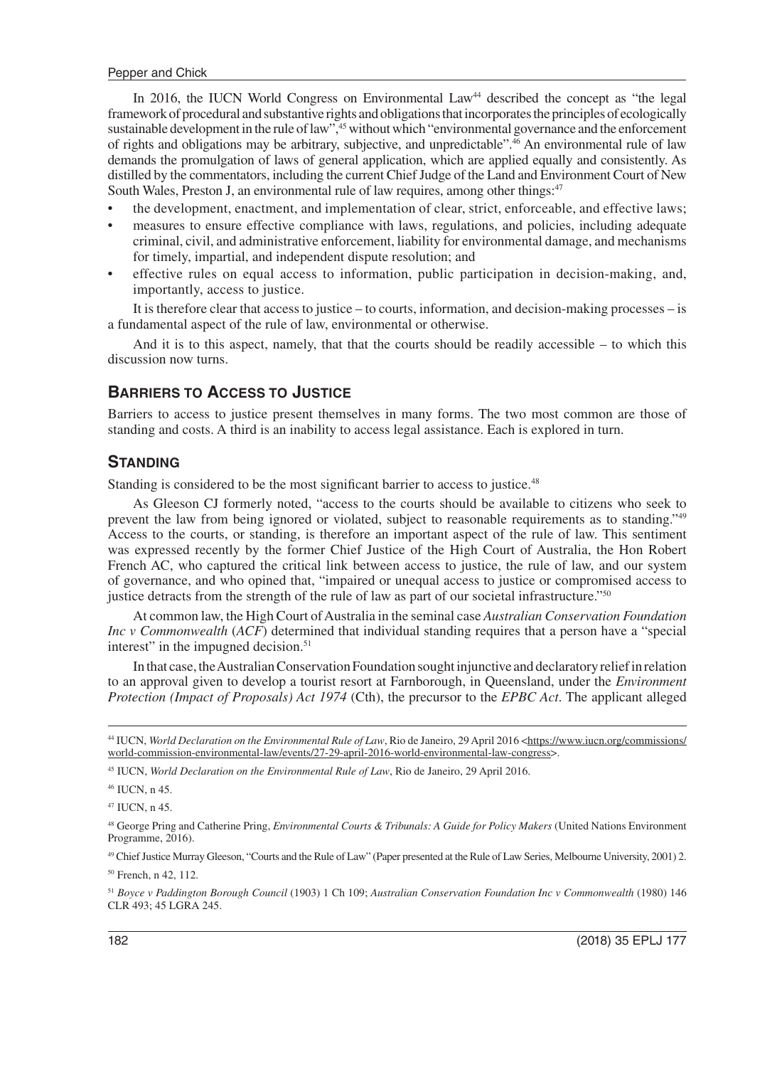In 2016, the IUCN World Congress on Environmental Law[44] described the concept as "the legal framework of procedural and substantive rights and obligations that incorporates the principles of ecologically sustainable development in the rule of law",[45] without which "environmental governance and the enforcement of rights and obligations may be arbitrary, subjective, and unpredictable".[46] An environmental rule of law demands the promulgation of laws of general application, which are applied equally and consistently. As distilled by the commentators, including the current Chief Judge of the Land and Environment Court of New South Wales, Preston J, an environmental rule of law requires, among other things:[47]

- the development, enactment, and implementation of clear, strict, enforceable, and effective laws;
- measures to ensure effective compliance with laws, regulations, and policies, including adequate criminal, civil, and administrative enforcement, liability for environmental damage, and mechanisms for timely, impartial, and independent dispute resolution; and
- effective rules on equal access to information, public participation in decision-making, and, importantly, access to justice.

It is therefore clear that access to justice – to courts, information, and decision-making processes – is a fundamental aspect of the rule of law, environmental or otherwise.

And it is to this aspect, namely, that that the courts should be readily accessible – to which this discussion now turns.

## Barriers to Access to Justice

Barriers to access to justice present themselves in many forms. The two most common are those of standing and costs. A third is an inability to access legal assistance. Each is explored in turn.

## Standing

Standing is considered to be the most significant barrier to access to justice.[48]

As Gleeson CJ formerly noted, "access to the courts should be available to citizens who seek to prevent the law from being ignored or violated, subject to reasonable requirements as to standing."[49] Access to the courts, or standing, is therefore an important aspect of the rule of law. This sentiment was expressed recently by the former Chief Justice of the High Court of Australia, the Hon Robert French AC, who captured the critical link between access to justice, the rule of law, and our system of governance, and who opined that, "impaired or unequal access to justice or compromised access to justice detracts from the strength of the rule of law as part of our societal infrastructure."[50]

At common law, the High Court of Australia in the seminal case *Australian Conservation Foundation Inc v Commonwealth* (*ACF*) determined that individual standing requires that a person have a "special interest" in the impugned decision.[51]

In that case, the Australian Conservation Foundation sought injunctive and declaratory relief in relation to an approval given to develop a tourist resort at Farnborough, in Queensland, under the *Environment Protection (Impact of Proposals) Act 1974* (Cth), the precursor to the *EPBC Act*. The applicant alleged

---

[44] IUCN, *World Declaration on the Environmental Rule of Law*, Rio de Janeiro, 29 April 2016 <https://www.iucn.org/commissions/world-commission-environmental-law/events/27-29-april-2016-world-environmental-law-congress>.

[45] IUCN, *World Declaration on the Environmental Rule of Law*, Rio de Janeiro, 29 April 2016.

[46] IUCN, n 45.

[47] IUCN, n 45.

[48] George Pring and Catherine Pring, *Environmental Courts & Tribunals: A Guide for Policy Makers* (United Nations Environment Programme, 2016).

[49] Chief Justice Murray Gleeson, "Courts and the Rule of Law" (Paper presented at the Rule of Law Series, Melbourne University, 2001) 2.

[50] French, n 42, 112.

[51] *Boyce v Paddington Borough Council* (1903) 1 Ch 109; *Australian Conservation Foundation Inc v Commonwealth* (1980) 146 CLR 493; 45 LGRA 245.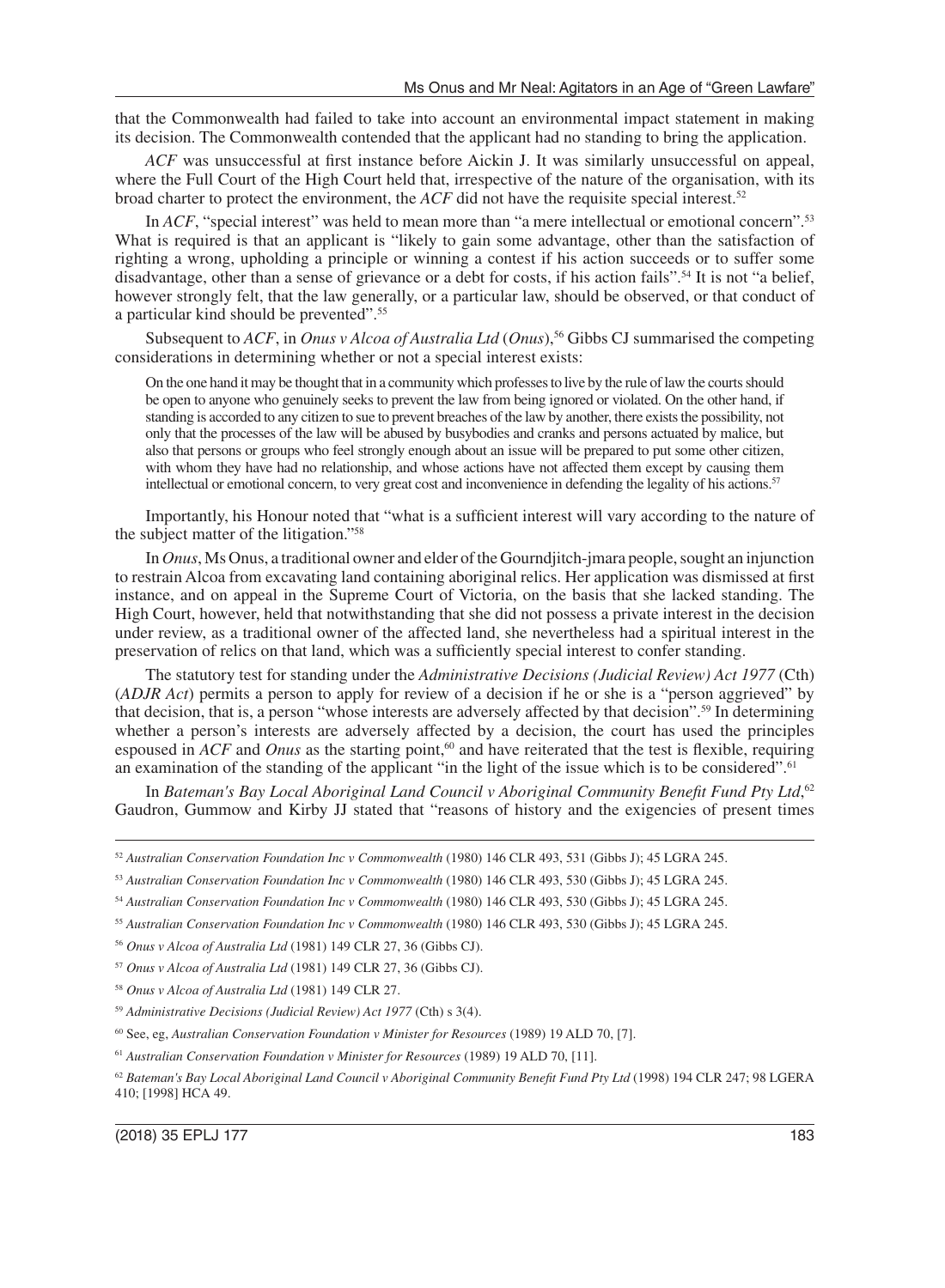that the Commonwealth had failed to take into account an environmental impact statement in making its decision. The Commonwealth contended that the applicant had no standing to bring the application.

*ACF* was unsuccessful at first instance before Aickin J. It was similarly unsuccessful on appeal, where the Full Court of the High Court held that, irrespective of the nature of the organisation, with its broad charter to protect the environment, the *ACF* did not have the requisite special interest.[52]

In *ACF*, "special interest" was held to mean more than "a mere intellectual or emotional concern".[53] What is required is that an applicant is "likely to gain some advantage, other than the satisfaction of righting a wrong, upholding a principle or winning a contest if his action succeeds or to suffer some disadvantage, other than a sense of grievance or a debt for costs, if his action fails".[54] It is not "a belief, however strongly felt, that the law generally, or a particular law, should be observed, or that conduct of a particular kind should be prevented".[55]

Subsequent to *ACF*, in *Onus v Alcoa of Australia Ltd* (*Onus*),[56] Gibbs CJ summarised the competing considerations in determining whether or not a special interest exists:

> On the one hand it may be thought that in a community which professes to live by the rule of law the courts should be open to anyone who genuinely seeks to prevent the law from being ignored or violated. On the other hand, if standing is accorded to any citizen to sue to prevent breaches of the law by another, there exists the possibility, not only that the processes of the law will be abused by busybodies and cranks and persons actuated by malice, but also that persons or groups who feel strongly enough about an issue will be prepared to put some other citizen, with whom they have had no relationship, and whose actions have not affected them except by causing them intellectual or emotional concern, to very great cost and inconvenience in defending the legality of his actions.[57]

Importantly, his Honour noted that "what is a sufficient interest will vary according to the nature of the subject matter of the litigation."[58]

In *Onus*, Ms Onus, a traditional owner and elder of the Gourndjitch-jmara people, sought an injunction to restrain Alcoa from excavating land containing aboriginal relics. Her application was dismissed at first instance, and on appeal in the Supreme Court of Victoria, on the basis that she lacked standing. The High Court, however, held that notwithstanding that she did not possess a private interest in the decision under review, as a traditional owner of the affected land, she nevertheless had a spiritual interest in the preservation of relics on that land, which was a sufficiently special interest to confer standing.

The statutory test for standing under the *Administrative Decisions (Judicial Review) Act 1977* (Cth) (*ADJR Act*) permits a person to apply for review of a decision if he or she is a "person aggrieved" by that decision, that is, a person "whose interests are adversely affected by that decision".[59] In determining whether a person's interests are adversely affected by a decision, the court has used the principles espoused in *ACF* and *Onus* as the starting point,[60] and have reiterated that the test is flexible, requiring an examination of the standing of the applicant "in the light of the issue which is to be considered".[61]

In *Bateman's Bay Local Aboriginal Land Council v Aboriginal Community Benefit Fund Pty Ltd*,[62] Gaudron, Gummow and Kirby JJ stated that "reasons of history and the exigencies of present times

---

[52] *Australian Conservation Foundation Inc v Commonwealth* (1980) 146 CLR 493, 531 (Gibbs J); 45 LGRA 245.

[53] *Australian Conservation Foundation Inc v Commonwealth* (1980) 146 CLR 493, 530 (Gibbs J); 45 LGRA 245.

[54] *Australian Conservation Foundation Inc v Commonwealth* (1980) 146 CLR 493, 530 (Gibbs J); 45 LGRA 245.

[55] *Australian Conservation Foundation Inc v Commonwealth* (1980) 146 CLR 493, 530 (Gibbs J); 45 LGRA 245.

[56] *Onus v Alcoa of Australia Ltd* (1981) 149 CLR 27, 36 (Gibbs CJ).

[57] *Onus v Alcoa of Australia Ltd* (1981) 149 CLR 27, 36 (Gibbs CJ).

[58] *Onus v Alcoa of Australia Ltd* (1981) 149 CLR 27.

[59] *Administrative Decisions (Judicial Review) Act 1977* (Cth) s 3(4).

[60] See, eg, *Australian Conservation Foundation v Minister for Resources* (1989) 19 ALD 70, [7].

[61] *Australian Conservation Foundation v Minister for Resources* (1989) 19 ALD 70, [11].

[62] *Bateman's Bay Local Aboriginal Land Council v Aboriginal Community Benefit Fund Pty Ltd* (1998) 194 CLR 247; 98 LGERA 410; [1998] HCA 49.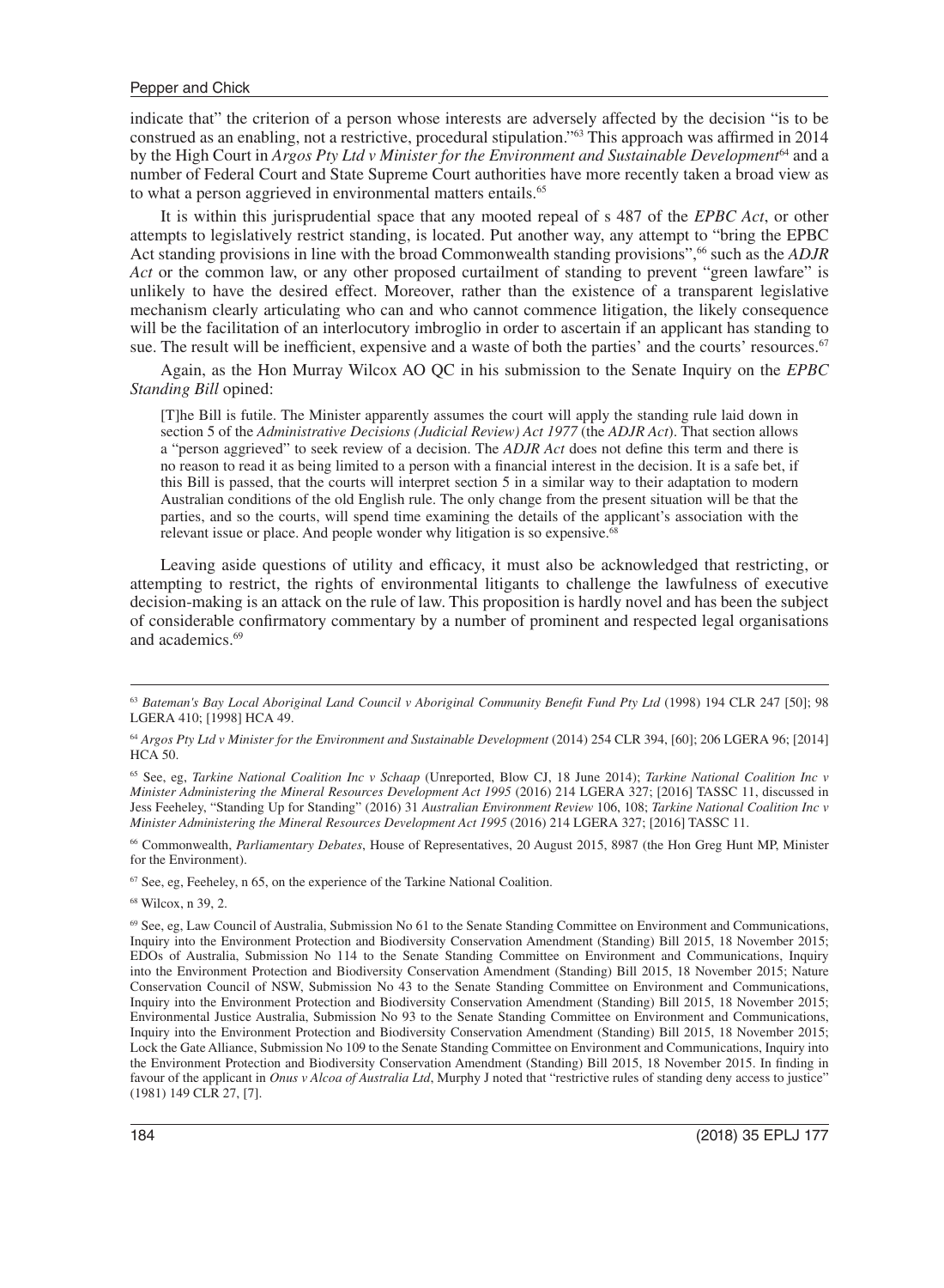indicate that" the criterion of a person whose interests are adversely affected by the decision "is to be construed as an enabling, not a restrictive, procedural stipulation."[63] This approach was affirmed in 2014 by the High Court in *Argos Pty Ltd v Minister for the Environment and Sustainable Development*[64] and a number of Federal Court and State Supreme Court authorities have more recently taken a broad view as to what a person aggrieved in environmental matters entails.[65]

It is within this jurisprudential space that any mooted repeal of s 487 of the *EPBC Act*, or other attempts to legislatively restrict standing, is located. Put another way, any attempt to "bring the EPBC Act standing provisions in line with the broad Commonwealth standing provisions",[66] such as the *ADJR Act* or the common law, or any other proposed curtailment of standing to prevent "green lawfare" is unlikely to have the desired effect. Moreover, rather than the existence of a transparent legislative mechanism clearly articulating who can and who cannot commence litigation, the likely consequence will be the facilitation of an interlocutory imbroglio in order to ascertain if an applicant has standing to sue. The result will be inefficient, expensive and a waste of both the parties' and the courts' resources.[67]

Again, as the Hon Murray Wilcox AO QC in his submission to the Senate Inquiry on the *EPBC Standing Bill* opined:

> [T]he Bill is futile. The Minister apparently assumes the court will apply the standing rule laid down in section 5 of the *Administrative Decisions (Judicial Review) Act 1977* (the *ADJR Act*). That section allows a "person aggrieved" to seek review of a decision. The *ADJR Act* does not define this term and there is no reason to read it as being limited to a person with a financial interest in the decision. It is a safe bet, if this Bill is passed, that the courts will interpret section 5 in a similar way to their adaptation to modern Australian conditions of the old English rule. The only change from the present situation will be that the parties, and so the courts, will spend time examining the details of the applicant's association with the relevant issue or place. And people wonder why litigation is so expensive.[68]

Leaving aside questions of utility and efficacy, it must also be acknowledged that restricting, or attempting to restrict, the rights of environmental litigants to challenge the lawfulness of executive decision-making is an attack on the rule of law. This proposition is hardly novel and has been the subject of considerable confirmatory commentary by a number of prominent and respected legal organisations and academics.[69]

---

[63] *Bateman's Bay Local Aboriginal Land Council v Aboriginal Community Benefit Fund Pty Ltd* (1998) 194 CLR 247 [50]; 98 LGERA 410; [1998] HCA 49.

[64] *Argos Pty Ltd v Minister for the Environment and Sustainable Development* (2014) 254 CLR 394, [60]; 206 LGERA 96; [2014] HCA 50.

[65] See, eg, *Tarkine National Coalition Inc v Schaap* (Unreported, Blow CJ, 18 June 2014); *Tarkine National Coalition Inc v Minister Administering the Mineral Resources Development Act 1995* (2016) 214 LGERA 327; [2016] TASSC 11, discussed in Jess Feeheley, "Standing Up for Standing" (2016) 31 *Australian Environment Review* 106, 108; *Tarkine National Coalition Inc v Minister Administering the Mineral Resources Development Act 1995* (2016) 214 LGERA 327; [2016] TASSC 11.

[66] Commonwealth, *Parliamentary Debates*, House of Representatives, 20 August 2015, 8987 (the Hon Greg Hunt MP, Minister for the Environment).

[67] See, eg, Feeheley, n 65, on the experience of the Tarkine National Coalition.

[68] Wilcox, n 39, 2.

[69] See, eg, Law Council of Australia, Submission No 61 to the Senate Standing Committee on Environment and Communications, Inquiry into the Environment Protection and Biodiversity Conservation Amendment (Standing) Bill 2015, 18 November 2015; EDOs of Australia, Submission No 114 to the Senate Standing Committee on Environment and Communications, Inquiry into the Environment Protection and Biodiversity Conservation Amendment (Standing) Bill 2015, 18 November 2015; Nature Conservation Council of NSW, Submission No 43 to the Senate Standing Committee on Environment and Communications, Inquiry into the Environment Protection and Biodiversity Conservation Amendment (Standing) Bill 2015, 18 November 2015; Environmental Justice Australia, Submission No 93 to the Senate Standing Committee on Environment and Communications, Inquiry into the Environment Protection and Biodiversity Conservation Amendment (Standing) Bill 2015, 18 November 2015; Lock the Gate Alliance, Submission No 109 to the Senate Standing Committee on Environment and Communications, Inquiry into the Environment Protection and Biodiversity Conservation Amendment (Standing) Bill 2015, 18 November 2015. In finding in favour of the applicant in *Onus v Alcoa of Australia Ltd*, Murphy J noted that "restrictive rules of standing deny access to justice" (1981) 149 CLR 27, [7].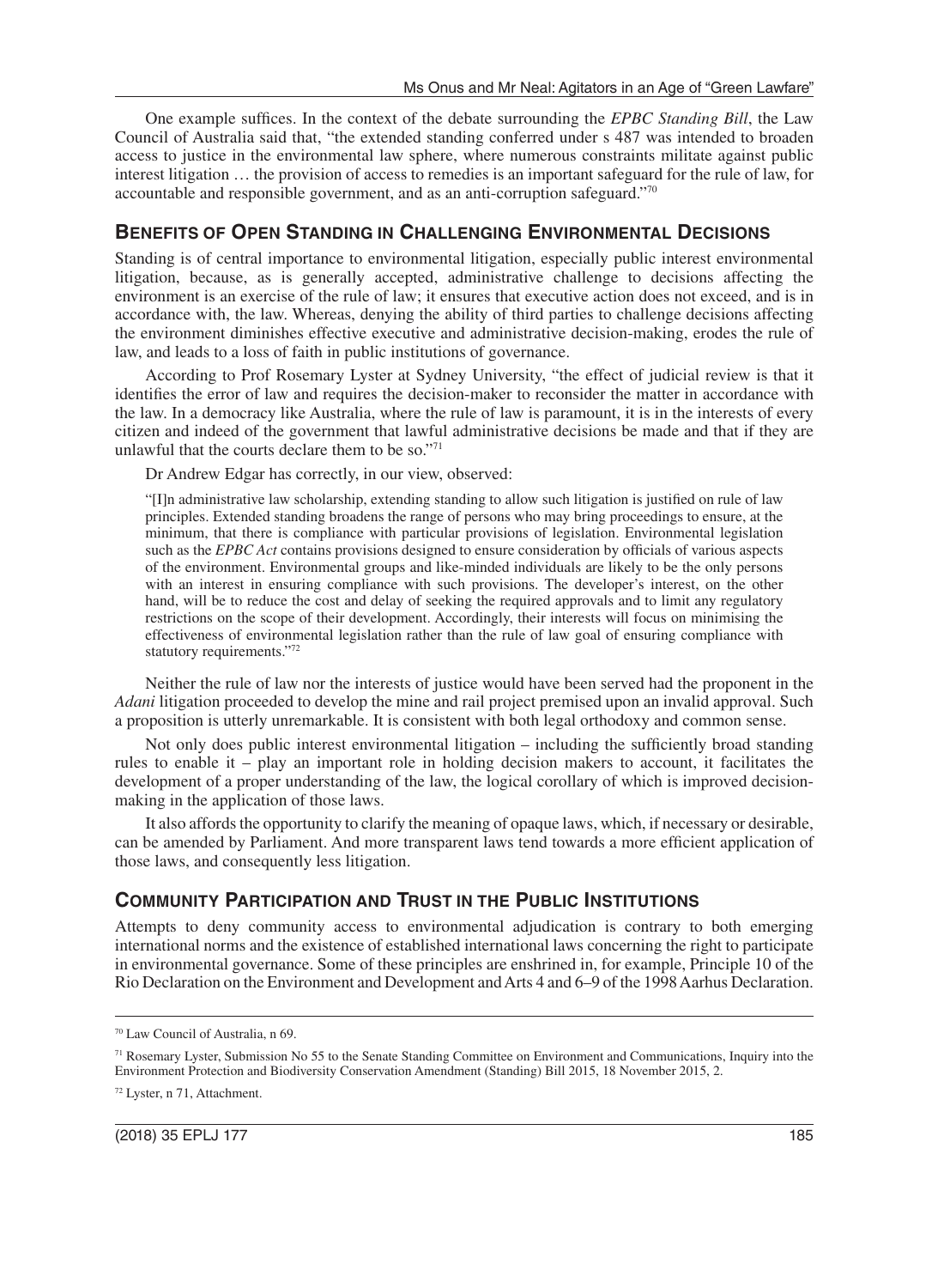One example suffices. In the context of the debate surrounding the *EPBC Standing Bill*, the Law Council of Australia said that, "the extended standing conferred under s 487 was intended to broaden access to justice in the environmental law sphere, where numerous constraints militate against public interest litigation … the provision of access to remedies is an important safeguard for the rule of law, for accountable and responsible government, and as an anti-corruption safeguard."[70]

## Benefits of Open Standing in Challenging Environmental Decisions

Standing is of central importance to environmental litigation, especially public interest environmental litigation, because, as is generally accepted, administrative challenge to decisions affecting the environment is an exercise of the rule of law; it ensures that executive action does not exceed, and is in accordance with, the law. Whereas, denying the ability of third parties to challenge decisions affecting the environment diminishes effective executive and administrative decision-making, erodes the rule of law, and leads to a loss of faith in public institutions of governance.

According to Prof Rosemary Lyster at Sydney University, "the effect of judicial review is that it identifies the error of law and requires the decision-maker to reconsider the matter in accordance with the law. In a democracy like Australia, where the rule of law is paramount, it is in the interests of every citizen and indeed of the government that lawful administrative decisions be made and that if they are unlawful that the courts declare them to be so."[71]

Dr Andrew Edgar has correctly, in our view, observed:

> "[I]n administrative law scholarship, extending standing to allow such litigation is justified on rule of law principles. Extended standing broadens the range of persons who may bring proceedings to ensure, at the minimum, that there is compliance with particular provisions of legislation. Environmental legislation such as the *EPBC Act* contains provisions designed to ensure consideration by officials of various aspects of the environment. Environmental groups and like-minded individuals are likely to be the only persons with an interest in ensuring compliance with such provisions. The developer's interest, on the other hand, will be to reduce the cost and delay of seeking the required approvals and to limit any regulatory restrictions on the scope of their development. Accordingly, their interests will focus on minimising the effectiveness of environmental legislation rather than the rule of law goal of ensuring compliance with statutory requirements."[72]

Neither the rule of law nor the interests of justice would have been served had the proponent in the *Adani* litigation proceeded to develop the mine and rail project premised upon an invalid approval. Such a proposition is utterly unremarkable. It is consistent with both legal orthodoxy and common sense.

Not only does public interest environmental litigation – including the sufficiently broad standing rules to enable it – play an important role in holding decision makers to account, it facilitates the development of a proper understanding of the law, the logical corollary of which is improved decision-making in the application of those laws.

It also affords the opportunity to clarify the meaning of opaque laws, which, if necessary or desirable, can be amended by Parliament. And more transparent laws tend towards a more efficient application of those laws, and consequently less litigation.

## Community Participation and Trust in the Public Institutions

Attempts to deny community access to environmental adjudication is contrary to both emerging international norms and the existence of established international laws concerning the right to participate in environmental governance. Some of these principles are enshrined in, for example, Principle 10 of the Rio Declaration on the Environment and Development and Arts 4 and 6–9 of the 1998 Aarhus Declaration.

---

[70] Law Council of Australia, n 69.

[71] Rosemary Lyster, Submission No 55 to the Senate Standing Committee on Environment and Communications, Inquiry into the Environment Protection and Biodiversity Conservation Amendment (Standing) Bill 2015, 18 November 2015, 2.

[72] Lyster, n 71, Attachment.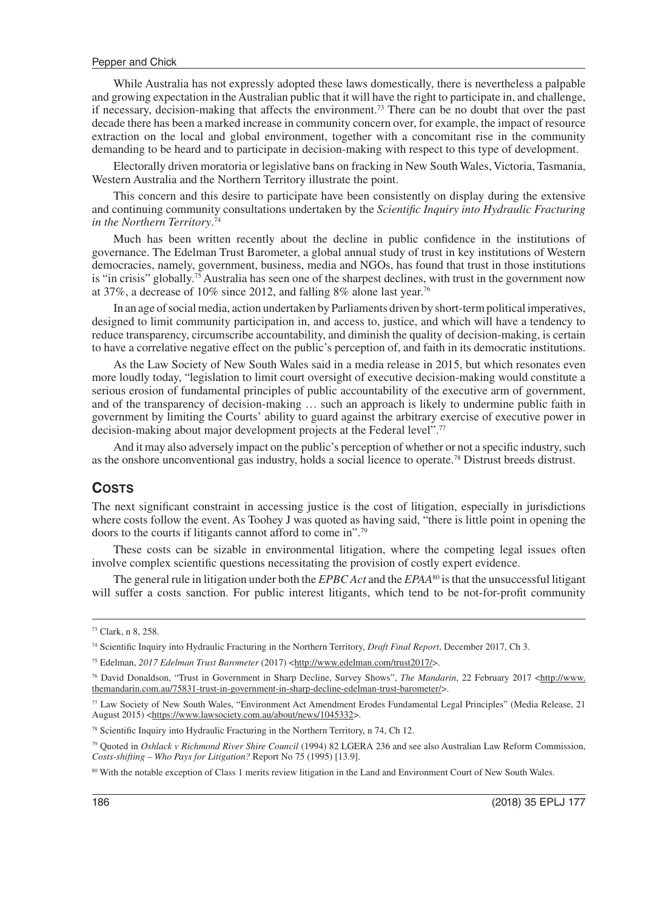While Australia has not expressly adopted these laws domestically, there is nevertheless a palpable and growing expectation in the Australian public that it will have the right to participate in, and challenge, if necessary, decision-making that affects the environment.[73] There can be no doubt that over the past decade there has been a marked increase in community concern over, for example, the impact of resource extraction on the local and global environment, together with a concomitant rise in the community demanding to be heard and to participate in decision-making with respect to this type of development.

Electorally driven moratoria or legislative bans on fracking in New South Wales, Victoria, Tasmania, Western Australia and the Northern Territory illustrate the point.

This concern and this desire to participate have been consistently on display during the extensive and continuing community consultations undertaken by the *Scientific Inquiry into Hydraulic Fracturing in the Northern Territory*.[74]

Much has been written recently about the decline in public confidence in the institutions of governance. The Edelman Trust Barometer, a global annual study of trust in key institutions of Western democracies, namely, government, business, media and NGOs, has found that trust in those institutions is "in crisis" globally.[75] Australia has seen one of the sharpest declines, with trust in the government now at 37%, a decrease of 10% since 2012, and falling 8% alone last year.[76]

In an age of social media, action undertaken by Parliaments driven by short-term political imperatives, designed to limit community participation in, and access to, justice, and which will have a tendency to reduce transparency, circumscribe accountability, and diminish the quality of decision-making, is certain to have a correlative negative effect on the public's perception of, and faith in its democratic institutions.

As the Law Society of New South Wales said in a media release in 2015, but which resonates even more loudly today, "legislation to limit court oversight of executive decision-making would constitute a serious erosion of fundamental principles of public accountability of the executive arm of government, and of the transparency of decision-making … such an approach is likely to undermine public faith in government by limiting the Courts' ability to guard against the arbitrary exercise of executive power in decision-making about major development projects at the Federal level".[77]

And it may also adversely impact on the public's perception of whether or not a specific industry, such as the onshore unconventional gas industry, holds a social licence to operate.[78] Distrust breeds distrust.

## Costs

The next significant constraint in accessing justice is the cost of litigation, especially in jurisdictions where costs follow the event. As Toohey J was quoted as having said, "there is little point in opening the doors to the courts if litigants cannot afford to come in".[79]

These costs can be sizable in environmental litigation, where the competing legal issues often involve complex scientific questions necessitating the provision of costly expert evidence.

The general rule in litigation under both the *EPBC Act* and the *EPAA*[80] is that the unsuccessful litigant will suffer a costs sanction. For public interest litigants, which tend to be not-for-profit community

---

[73] Clark, n 8, 258.

[74] Scientific Inquiry into Hydraulic Fracturing in the Northern Territory, *Draft Final Report*, December 2017, Ch 3.

[75] Edelman, *2017 Edelman Trust Barometer* (2017) <http://www.edelman.com/trust2017/>.

[76] David Donaldson, "Trust in Government in Sharp Decline, Survey Shows", *The Mandarin*, 22 February 2017 <http://www.themandarin.com.au/75831-trust-in-government-in-sharp-decline-edelman-trust-barometer/>.

[77] Law Society of New South Wales, "Environment Act Amendment Erodes Fundamental Legal Principles" (Media Release, 21 August 2015) <https://www.lawsociety.com.au/about/news/1045332>.

[78] Scientific Inquiry into Hydraulic Fracturing in the Northern Territory, n 74, Ch 12.

[79] Quoted in *Oshlack v Richmond River Shire Council* (1994) 82 LGERA 236 and see also Australian Law Reform Commission, *Costs-shifting – Who Pays for Litigation?* Report No 75 (1995) [13.9].

[80] With the notable exception of Class 1 merits review litigation in the Land and Environment Court of New South Wales.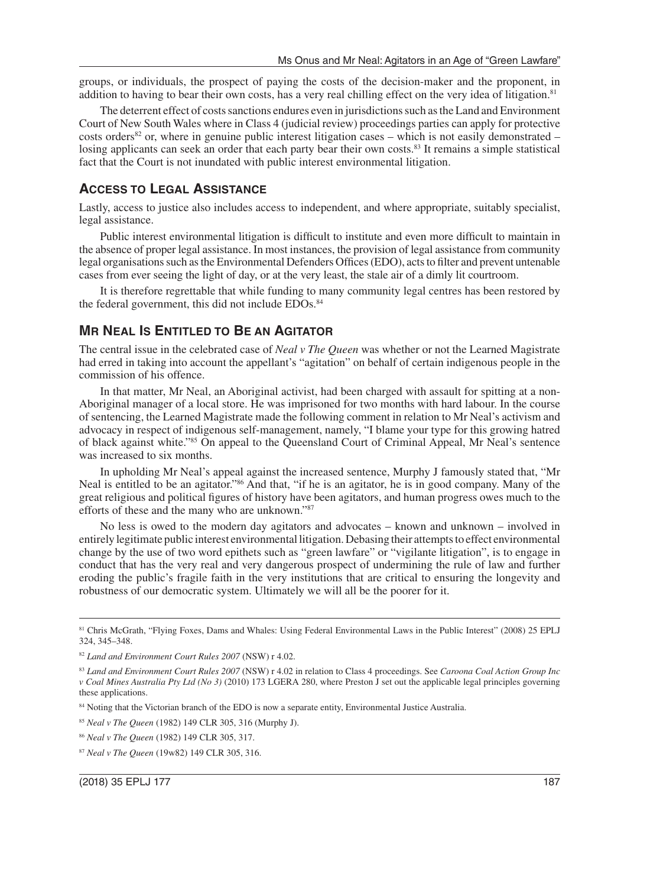groups, or individuals, the prospect of paying the costs of the decision-maker and the proponent, in addition to having to bear their own costs, has a very real chilling effect on the very idea of litigation.[81]

The deterrent effect of costs sanctions endures even in jurisdictions such as the Land and Environment Court of New South Wales where in Class 4 (judicial review) proceedings parties can apply for protective costs orders[82] or, where in genuine public interest litigation cases – which is not easily demonstrated – losing applicants can seek an order that each party bear their own costs.[83] It remains a simple statistical fact that the Court is not inundated with public interest environmental litigation.

## Access to Legal Assistance

Lastly, access to justice also includes access to independent, and where appropriate, suitably specialist, legal assistance.

Public interest environmental litigation is difficult to institute and even more difficult to maintain in the absence of proper legal assistance. In most instances, the provision of legal assistance from community legal organisations such as the Environmental Defenders Offices (EDO), acts to filter and prevent untenable cases from ever seeing the light of day, or at the very least, the stale air of a dimly lit courtroom.

It is therefore regrettable that while funding to many community legal centres has been restored by the federal government, this did not include EDOs.[84]

## Mr Neal Is Entitled to Be an Agitator

The central issue in the celebrated case of *Neal v The Queen* was whether or not the Learned Magistrate had erred in taking into account the appellant's "agitation" on behalf of certain indigenous people in the commission of his offence.

In that matter, Mr Neal, an Aboriginal activist, had been charged with assault for spitting at a non-Aboriginal manager of a local store. He was imprisoned for two months with hard labour. In the course of sentencing, the Learned Magistrate made the following comment in relation to Mr Neal's activism and advocacy in respect of indigenous self-management, namely, "I blame your type for this growing hatred of black against white."[85] On appeal to the Queensland Court of Criminal Appeal, Mr Neal's sentence was increased to six months.

In upholding Mr Neal's appeal against the increased sentence, Murphy J famously stated that, "Mr Neal is entitled to be an agitator."[86] And that, "if he is an agitator, he is in good company. Many of the great religious and political figures of history have been agitators, and human progress owes much to the efforts of these and the many who are unknown."[87]

No less is owed to the modern day agitators and advocates – known and unknown – involved in entirely legitimate public interest environmental litigation. Debasing their attempts to effect environmental change by the use of two word epithets such as "green lawfare" or "vigilante litigation", is to engage in conduct that has the very real and very dangerous prospect of undermining the rule of law and further eroding the public's fragile faith in the very institutions that are critical to ensuring the longevity and robustness of our democratic system. Ultimately we will all be the poorer for it.

---

[81] Chris McGrath, "Flying Foxes, Dams and Whales: Using Federal Environmental Laws in the Public Interest" (2008) 25 EPLJ 324, 345–348.

[82] *Land and Environment Court Rules 2007* (NSW) r 4.02.

[83] *Land and Environment Court Rules 2007* (NSW) r 4.02 in relation to Class 4 proceedings. See *Caroona Coal Action Group Inc v Coal Mines Australia Pty Ltd (No 3)* (2010) 173 LGERA 280, where Preston J set out the applicable legal principles governing these applications.

[84] Noting that the Victorian branch of the EDO is now a separate entity, Environmental Justice Australia.

[85] *Neal v The Queen* (1982) 149 CLR 305, 316 (Murphy J).

[86] *Neal v The Queen* (1982) 149 CLR 305, 317.

[87] *Neal v The Queen* (19w82) 149 CLR 305, 316.